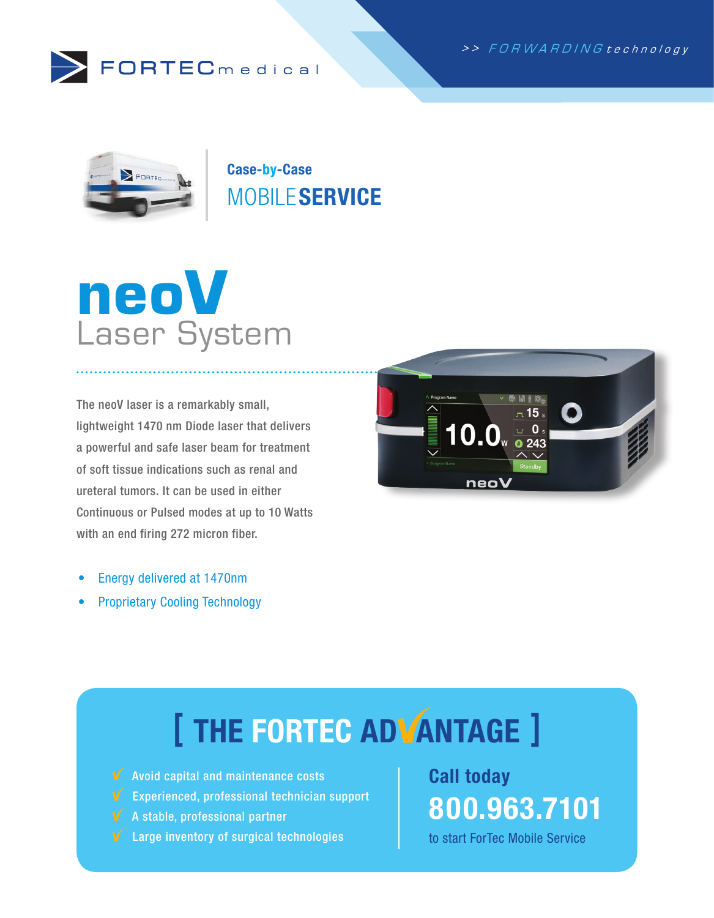FORTECmedical

>> FORWARDING technology

**Case-by-Case**

## MOBILE SERVICE

# neoV
## Laser System

The neoV laser is a remarkably small, lightweight 1470 nm Diode laser that delivers a powerful and safe laser beam for treatment of soft tissue indications such as renal and ureteral tumors. It can be used in either Continuous or Pulsed modes at up to 10 Watts with an end firing 272 micron fiber.

- Energy delivered at 1470nm
- Proprietary Cooling Technology

## [ THE FORTEC ADVANTAGE ]

- ✓ Avoid capital and maintenance costs
- ✓ Experienced, professional technician support
- ✓ A stable, professional partner
- ✓ Large inventory of surgical technologies

**Call today**

**800.963.7101**

to start ForTec Mobile Service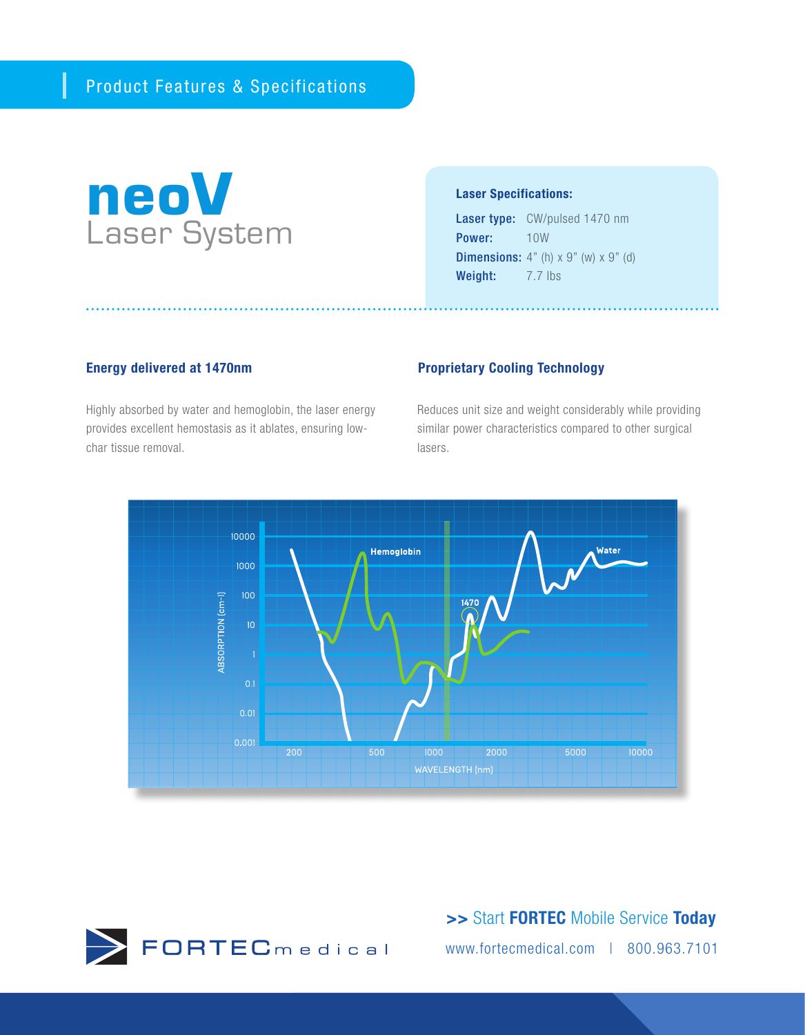Product Features & Specifications

# neoV
## Laser System

**Laser Specifications:**

**Laser type:** CW/pulsed 1470 nm
**Power:** 10W
**Dimensions:** 4" (h) x 9" (w) x 9" (d)
**Weight:** 7.7 lbs

### Energy delivered at 1470nm

Highly absorbed by water and hemoglobin, the laser energy provides excellent hemostasis as it ablates, ensuring low-char tissue removal.

### Proprietary Cooling Technology

Reduces unit size and weight considerably while providing similar power characteristics compared to other surgical lasers.

10000
1000
100
10
1
0.1
0.01
0.001
ABSORPTION (cm-1)
Hemoglobin
Water
1470
200
500
1000
2000
5000
10000
WAVELENGTH (nm)

FORTECmedical

**>>** Start **FORTEC** Mobile Service **Today**

www.fortecmedical.com | 800.963.7101